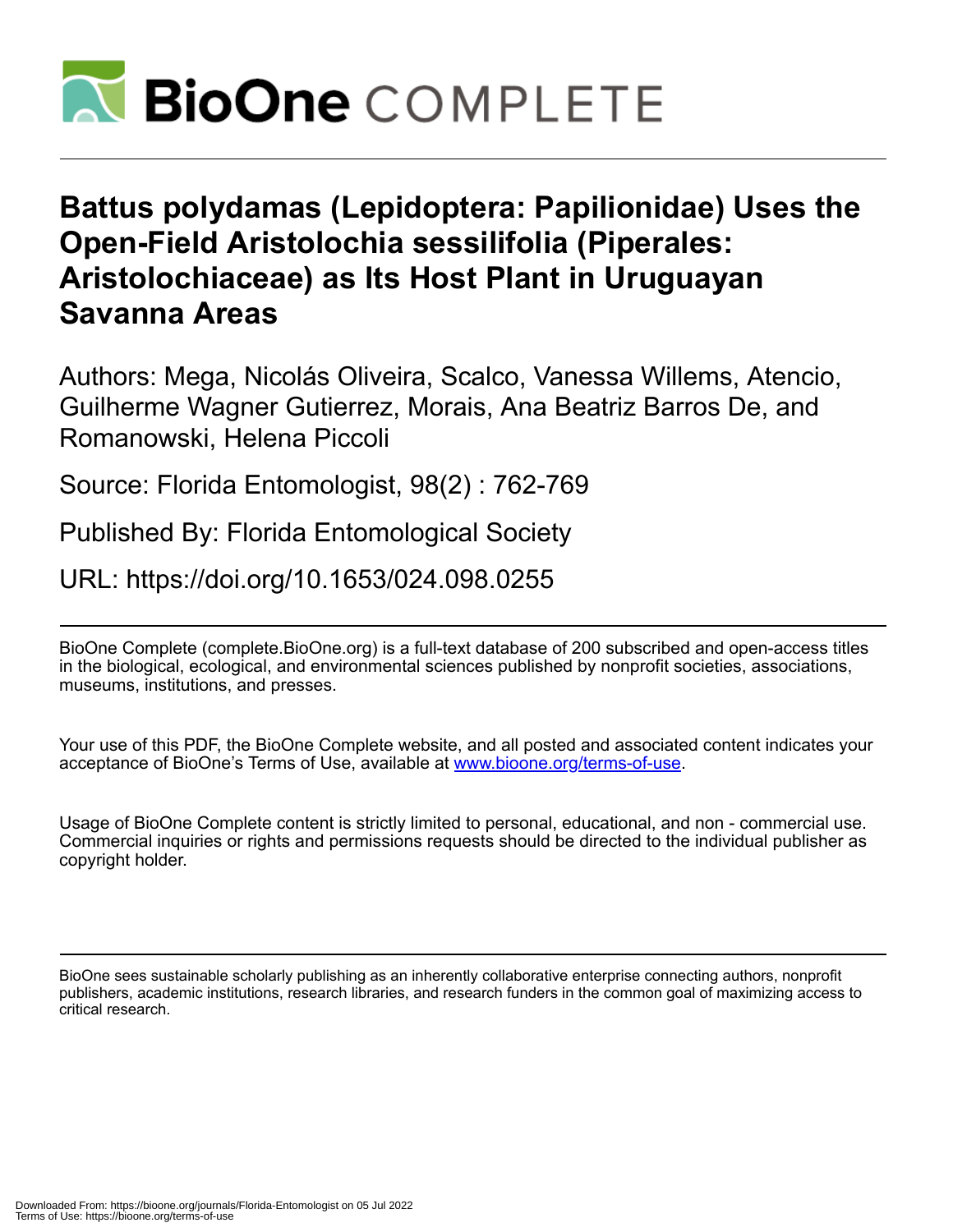# Battus polydamas (Lepidoptera: Papilionidae) Uses the Open-Field Aristolochia sessilifolia (Piperales: Aristolochiaceae) as Its Host Plant in Uruguayan Savanna Areas

Authors: Mega, Nicolás Oliveira, Scalco, Vanessa Willems, Atencio, Guilherme Wagner Gutierrez, Morais, Ana Beatriz Barros De, and Romanowski, Helena Piccoli

Source: Florida Entomologist, 98(2) : 762-769

Published By: Florida Entomological Society

URL: https://doi.org/10.1653/024.098.0255

---

BioOne Complete (complete.BioOne.org) is a full-text database of 200 subscribed and open-access titles in the biological, ecological, and environmental sciences published by nonprofit societies, associations, museums, institutions, and presses.

Your use of this PDF, the BioOne Complete website, and all posted and associated content indicates your acceptance of BioOne's Terms of Use, available at www.bioone.org/terms-of-use.

Usage of BioOne Complete content is strictly limited to personal, educational, and non - commercial use. Commercial inquiries or rights and permissions requests should be directed to the individual publisher as copyright holder.

---

BioOne sees sustainable scholarly publishing as an inherently collaborative enterprise connecting authors, nonprofit publishers, academic institutions, research libraries, and research funders in the common goal of maximizing access to critical research.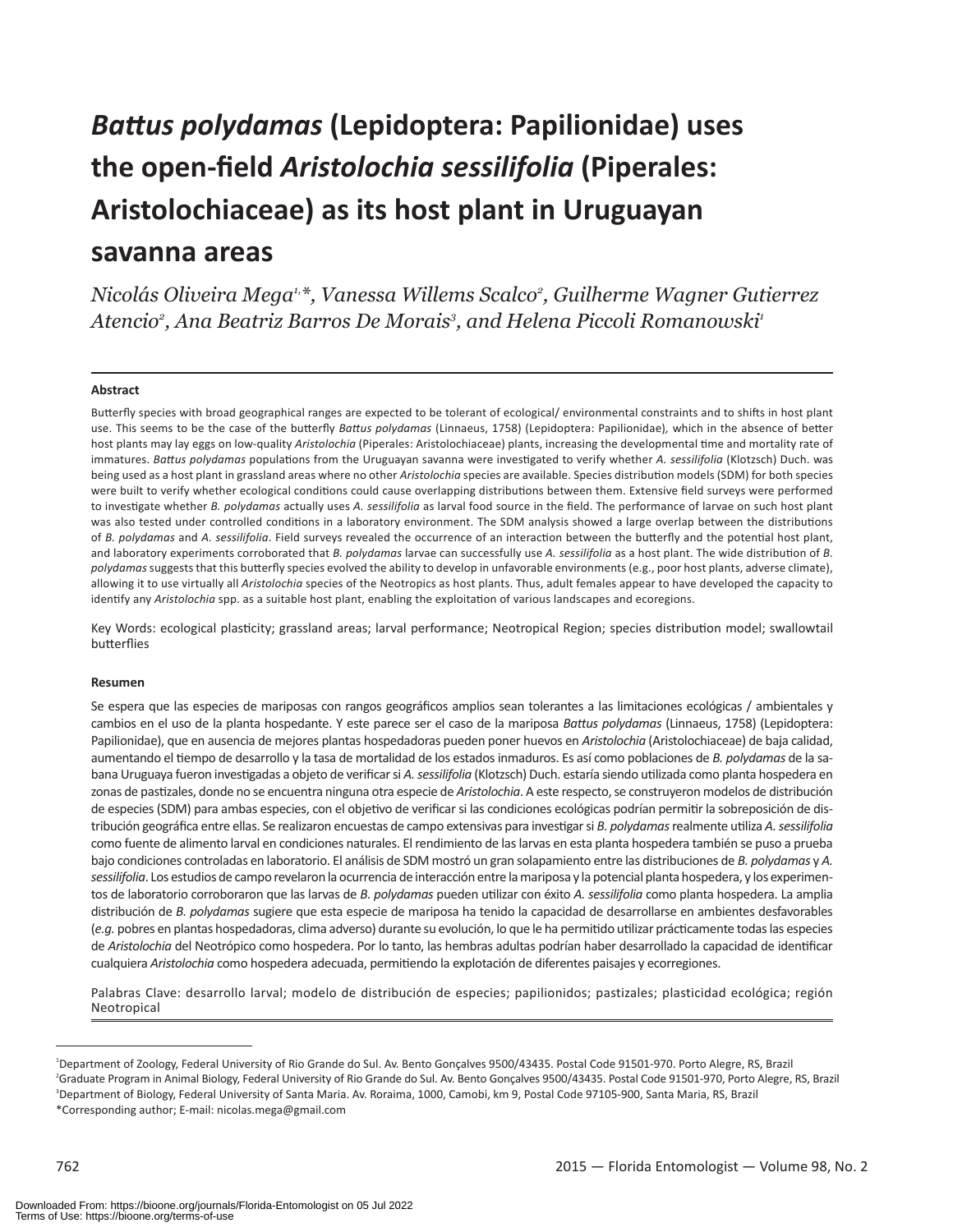# *Battus polydamas* (Lepidoptera: Papilionidae) uses the open-field *Aristolochia sessilifolia* (Piperales: Aristolochiaceae) as its host plant in Uruguayan savanna areas

*Nicolás Oliveira Mega[1,\*], Vanessa Willems Scalco[2], Guilherme Wagner Gutierrez Atencio[2], Ana Beatriz Barros De Morais[3], and Helena Piccoli Romanowski[1]*

### Abstract

Butterfly species with broad geographical ranges are expected to be tolerant of ecological/ environmental constraints and to shifts in host plant use. This seems to be the case of the butterfly *Battus polydamas* (Linnaeus, 1758) (Lepidoptera: Papilionidae), which in the absence of better host plants may lay eggs on low-quality *Aristolochia* (Piperales: Aristolochiaceae) plants, increasing the developmental time and mortality rate of immatures. *Battus polydamas* populations from the Uruguayan savanna were investigated to verify whether *A. sessilifolia* (Klotzsch) Duch. was being used as a host plant in grassland areas where no other *Aristolochia* species are available. Species distribution models (SDM) for both species were built to verify whether ecological conditions could cause overlapping distributions between them. Extensive field surveys were performed to investigate whether *B. polydamas* actually uses *A. sessilifolia* as larval food source in the field. The performance of larvae on such host plant was also tested under controlled conditions in a laboratory environment. The SDM analysis showed a large overlap between the distributions of *B. polydamas* and *A. sessilifolia*. Field surveys revealed the occurrence of an interaction between the butterfly and the potential host plant, and laboratory experiments corroborated that *B. polydamas* larvae can successfully use *A. sessilifolia* as a host plant. The wide distribution of *B. polydamas* suggests that this butterfly species evolved the ability to develop in unfavorable environments (e.g., poor host plants, adverse climate), allowing it to use virtually all *Aristolochia* species of the Neotropics as host plants. Thus, adult females appear to have developed the capacity to identify any *Aristolochia* spp. as a suitable host plant, enabling the exploitation of various landscapes and ecoregions.

Key Words: ecological plasticity; grassland areas; larval performance; Neotropical Region; species distribution model; swallowtail butterflies

### Resumen

Se espera que las especies de mariposas con rangos geográficos amplios sean tolerantes a las limitaciones ecológicas / ambientales y cambios en el uso de la planta hospedante. Y este parece ser el caso de la mariposa *Battus polydamas* (Linnaeus, 1758) (Lepidoptera: Papilionidae), que en ausencia de mejores plantas hospedadoras pueden poner huevos en *Aristolochia* (Aristolochiaceae) de baja calidad, aumentando el tiempo de desarrollo y la tasa de mortalidad de los estados inmaduros. Es así como poblaciones de *B. polydamas* de la sabana Uruguaya fueron investigadas a objeto de verificar si *A. sessilifolia* (Klotzsch) Duch. estaría siendo utilizada como planta hospedera en zonas de pastizales, donde no se encuentra ninguna otra especie de *Aristolochia*. A este respecto, se construyeron modelos de distribución de especies (SDM) para ambas especies, con el objetivo de verificar si las condiciones ecológicas podrían permitir la sobreposición de distribución geográfica entre ellas. Se realizaron encuestas de campo extensivas para investigar si *B. polydamas* realmente utiliza *A. sessilifolia* como fuente de alimento larval en condiciones naturales. El rendimiento de las larvas en esta planta hospedera también se puso a prueba bajo condiciones controladas en laboratorio. El análisis de SDM mostró un gran solapamiento entre las distribuciones de *B. polydamas* y *A. sessilifolia*. Los estudios de campo revelaron la ocurrencia de interacción entre la mariposa y la potencial planta hospedera, y los experimentos de laboratorio corroboraron que las larvas de *B. polydamas* pueden utilizar con éxito *A. sessilifolia* como planta hospedera. La amplia distribución de *B. polydamas* sugiere que esta especie de mariposa ha tenido la capacidad de desarrollarse en ambientes desfavorables (*e.g.* pobres en plantas hospedadoras, clima adverso) durante su evolución, lo que le ha permitido utilizar prácticamente todas las especies de *Aristolochia* del Neotrópico como hospedera. Por lo tanto, las hembras adultas podrían haber desarrollado la capacidad de identificar cualquiera *Aristolochia* como hospedera adecuada, permitiendo la explotación de diferentes paisajes y ecorregiones.

Palabras Clave: desarrollo larval; modelo de distribución de especies; papilionidos; pastizales; plasticidad ecológica; región Neotropical

---

[1]Department of Zoology, Federal University of Rio Grande do Sul. Av. Bento Gonçalves 9500/43435. Postal Code 91501-970. Porto Alegre, RS, Brazil
[2]Graduate Program in Animal Biology, Federal University of Rio Grande do Sul. Av. Bento Gonçalves 9500/43435. Postal Code 91501-970, Porto Alegre, RS, Brazil
[3]Department of Biology, Federal University of Santa Maria. Av. Roraima, 1000, Camobi, km 9, Postal Code 97105-900, Santa Maria, RS, Brazil
\*Corresponding author; E-mail: nicolas.mega@gmail.com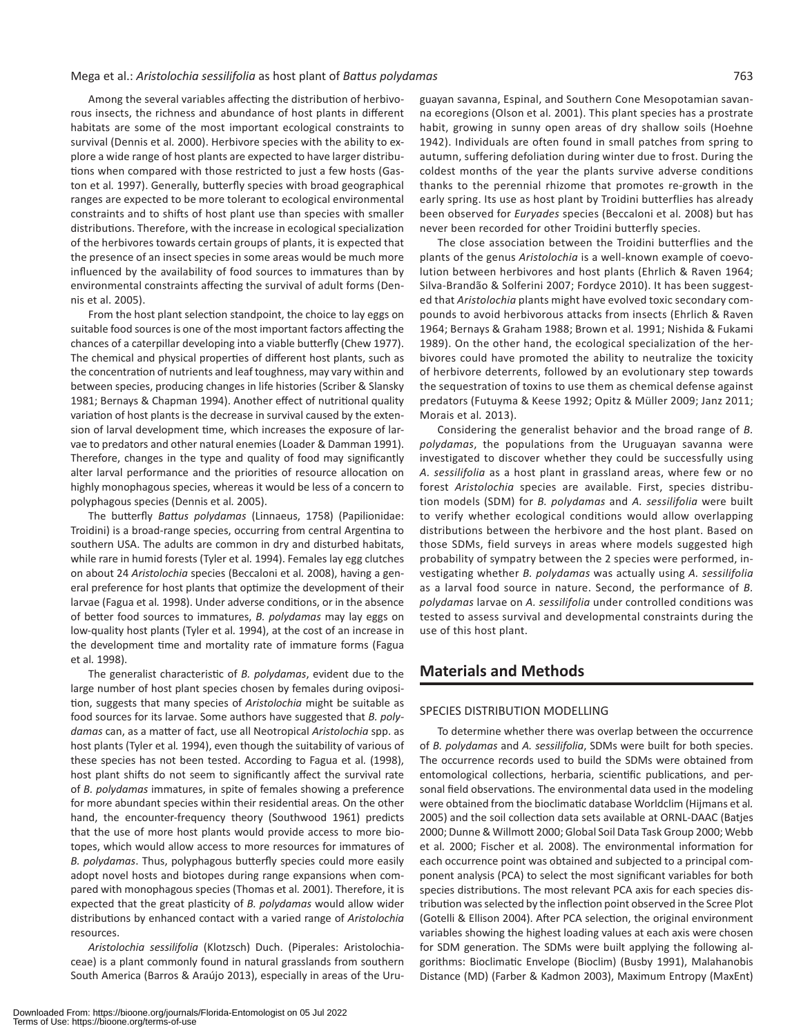Among the several variables affecting the distribution of herbivorous insects, the richness and abundance of host plants in different habitats are some of the most important ecological constraints to survival (Dennis et al. 2000). Herbivore species with the ability to explore a wide range of host plants are expected to have larger distributions when compared with those restricted to just a few hosts (Gaston et al*.* 1997). Generally, butterfly species with broad geographical ranges are expected to be more tolerant to ecological environmental constraints and to shifts of host plant use than species with smaller distributions. Therefore, with the increase in ecological specialization of the herbivores towards certain groups of plants, it is expected that the presence of an insect species in some areas would be much more influenced by the availability of food sources to immatures than by environmental constraints affecting the survival of adult forms (Dennis et al. 2005).

From the host plant selection standpoint, the choice to lay eggs on suitable food sources is one of the most important factors affecting the chances of a caterpillar developing into a viable butterfly (Chew 1977). The chemical and physical properties of different host plants, such as the concentration of nutrients and leaf toughness, may vary within and between species, producing changes in life histories (Scriber & Slansky 1981; Bernays & Chapman 1994). Another effect of nutritional quality variation of host plants is the decrease in survival caused by the extension of larval development time, which increases the exposure of larvae to predators and other natural enemies (Loader & Damman 1991). Therefore, changes in the type and quality of food may significantly alter larval performance and the priorities of resource allocation on highly monophagous species, whereas it would be less of a concern to polyphagous species (Dennis et al*.* 2005).

The butterfly *Battus polydamas* (Linnaeus, 1758) (Papilionidae: Troidini) is a broad-range species, occurring from central Argentina to southern USA. The adults are common in dry and disturbed habitats, while rare in humid forests (Tyler et al*.* 1994). Females lay egg clutches on about 24 *Aristolochia* species (Beccaloni et al*.* 2008), having a general preference for host plants that optimize the development of their larvae (Fagua et al*.* 1998). Under adverse conditions, or in the absence of better food sources to immatures, *B. polydamas* may lay eggs on low-quality host plants (Tyler et al*.* 1994), at the cost of an increase in the development time and mortality rate of immature forms (Fagua et al*.* 1998).

The generalist characteristic of *B. polydamas*, evident due to the large number of host plant species chosen by females during oviposition, suggests that many species of *Aristolochia* might be suitable as food sources for its larvae. Some authors have suggested that *B. polydamas* can, as a matter of fact, use all Neotropical *Aristolochia* spp. as host plants (Tyler et al*.* 1994), even though the suitability of various of these species has not been tested. According to Fagua et al*.* (1998), host plant shifts do not seem to significantly affect the survival rate of *B. polydamas* immatures, in spite of females showing a preference for more abundant species within their residential areas*.* On the other hand, the encounter-frequency theory (Southwood 1961) predicts that the use of more host plants would provide access to more biotopes, which would allow access to more resources for immatures of *B. polydamas*. Thus, polyphagous butterfly species could more easily adopt novel hosts and biotopes during range expansions when compared with monophagous species (Thomas et al*.* 2001). Therefore, it is expected that the great plasticity of *B. polydamas* would allow wider distributions by enhanced contact with a varied range of *Aristolochia* resources.

*Aristolochia sessilifolia* (Klotzsch) Duch. (Piperales: Aristolochiaceae) is a plant commonly found in natural grasslands from southern South America (Barros & Araújo 2013), especially in areas of the Uruguayan savanna, Espinal, and Southern Cone Mesopotamian savanna ecoregions (Olson et al*.* 2001). This plant species has a prostrate habit, growing in sunny open areas of dry shallow soils (Hoehne 1942). Individuals are often found in small patches from spring to autumn, suffering defoliation during winter due to frost. During the coldest months of the year the plants survive adverse conditions thanks to the perennial rhizome that promotes re-growth in the early spring. Its use as host plant by Troidini butterflies has already been observed for *Euryades* species (Beccaloni et al*.* 2008) but has never been recorded for other Troidini butterfly species.

The close association between the Troidini butterflies and the plants of the genus *Aristolochia* is a well-known example of coevolution between herbivores and host plants (Ehrlich & Raven 1964; Silva-Brandão & Solferini 2007; Fordyce 2010). It has been suggested that *Aristolochia* plants might have evolved toxic secondary compounds to avoid herbivorous attacks from insects (Ehrlich & Raven 1964; Bernays & Graham 1988; Brown et al*.* 1991; Nishida & Fukami 1989). On the other hand, the ecological specialization of the herbivores could have promoted the ability to neutralize the toxicity of herbivore deterrents, followed by an evolutionary step towards the sequestration of toxins to use them as chemical defense against predators (Futuyma & Keese 1992; Opitz & Müller 2009; Janz 2011; Morais et al*.* 2013).

Considering the generalist behavior and the broad range of *B. polydamas*, the populations from the Uruguayan savanna were investigated to discover whether they could be successfully using *A. sessilifolia* as a host plant in grassland areas, where few or no forest *Aristolochia* species are available. First, species distribution models (SDM) for *B. polydamas* and *A. sessilifolia* were built to verify whether ecological conditions would allow overlapping distributions between the herbivore and the host plant. Based on those SDMs, field surveys in areas where models suggested high probability of sympatry between the 2 species were performed, investigating whether *B. polydamas* was actually using *A. sessilifolia* as a larval food source in nature. Second, the performance of *B. polydamas* larvae on *A. sessilifolia* under controlled conditions was tested to assess survival and developmental constraints during the use of this host plant.

## Materials and Methods

### SPECIES DISTRIBUTION MODELLING

To determine whether there was overlap between the occurrence of *B. polydamas* and *A. sessilifolia*, SDMs were built for both species. The occurrence records used to build the SDMs were obtained from entomological collections, herbaria, scientific publications, and personal field observations. The environmental data used in the modeling were obtained from the bioclimatic database Worldclim (Hijmans et al*.* 2005) and the soil collection data sets available at ORNL-DAAC (Batjes 2000; Dunne & Willmott 2000; Global Soil Data Task Group 2000; Webb et al*.* 2000; Fischer et al*.* 2008). The environmental information for each occurrence point was obtained and subjected to a principal component analysis (PCA) to select the most significant variables for both species distributions. The most relevant PCA axis for each species distribution was selected by the inflection point observed in the Scree Plot (Gotelli & Ellison 2004). After PCA selection, the original environment variables showing the highest loading values at each axis were chosen for SDM generation. The SDMs were built applying the following algorithms: Bioclimatic Envelope (Bioclim) (Busby 1991), Malahanobis Distance (MD) (Farber & Kadmon 2003), Maximum Entropy (MaxEnt)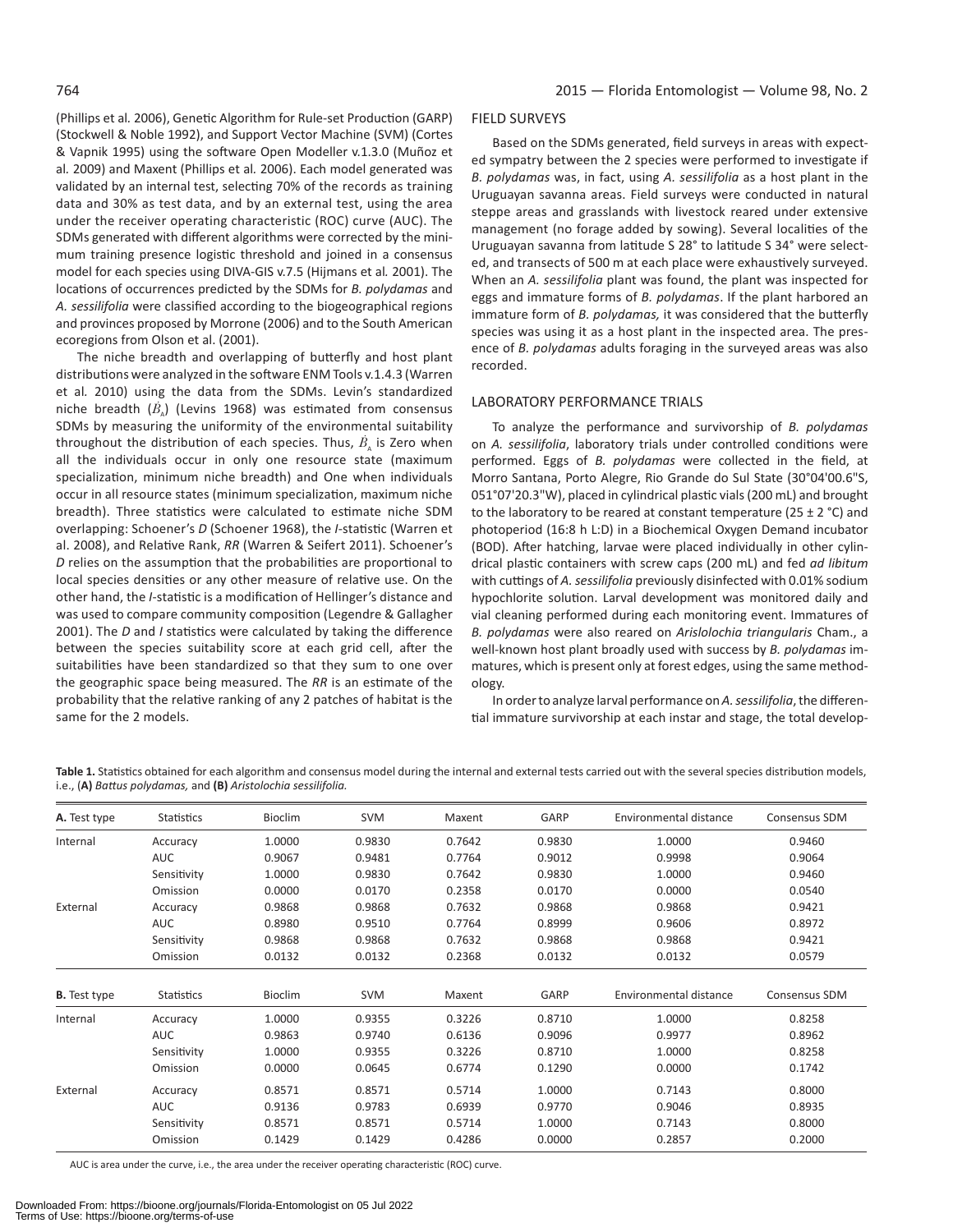(Phillips et al. 2006), Genetic Algorithm for Rule-set Production (GARP) (Stockwell & Noble 1992), and Support Vector Machine (SVM) (Cortes & Vapnik 1995) using the software Open Modeller v.1.3.0 (Muñoz et al. 2009) and Maxent (Phillips et al. 2006). Each model generated was validated by an internal test, selecting 70% of the records as training data and 30% as test data, and by an external test, using the area under the receiver operating characteristic (ROC) curve (AUC). The SDMs generated with different algorithms were corrected by the minimum training presence logistic threshold and joined in a consensus model for each species using DIVA-GIS v.7.5 (Hijmans et al. 2001). The locations of occurrences predicted by the SDMs for *B. polydamas* and *A. sessilifolia* were classified according to the biogeographical regions and provinces proposed by Morrone (2006) and to the South American ecoregions from Olson et al. (2001).

The niche breadth and overlapping of butterfly and host plant distributions were analyzed in the software ENM Tools v.1.4.3 (Warren et al. 2010) using the data from the SDMs. Levin's standardized niche breadth ($B_A$) (Levins 1968) was estimated from consensus SDMs by measuring the uniformity of the environmental suitability throughout the distribution of each species. Thus, $B_A$ is Zero when all the individuals occur in only one resource state (maximum specialization, minimum niche breadth) and One when individuals occur in all resource states (minimum specialization, maximum niche breadth). Three statistics were calculated to estimate niche SDM overlapping: Schoener's *D* (Schoener 1968), the *I*-statistic (Warren et al. 2008), and Relative Rank, *RR* (Warren & Seifert 2011). Schoener's *D* relies on the assumption that the probabilities are proportional to local species densities or any other measure of relative use. On the other hand, the *I*-statistic is a modification of Hellinger's distance and was used to compare community composition (Legendre & Gallagher 2001). The *D* and *I* statistics were calculated by taking the difference between the species suitability score at each grid cell, after the suitabilities have been standardized so that they sum to one over the geographic space being measured. The *RR* is an estimate of the probability that the relative ranking of any 2 patches of habitat is the same for the 2 models.

## FIELD SURVEYS

Based on the SDMs generated, field surveys in areas with expected sympatry between the 2 species were performed to investigate if *B. polydamas* was, in fact, using *A. sessilifolia* as a host plant in the Uruguayan savanna areas. Field surveys were conducted in natural steppe areas and grasslands with livestock reared under extensive management (no forage added by sowing). Several localities of the Uruguayan savanna from latitude S 28° to latitude S 34° were selected, and transects of 500 m at each place were exhaustively surveyed. When an *A. sessilifolia* plant was found, the plant was inspected for eggs and immature forms of *B. polydamas*. If the plant harbored an immature form of *B. polydamas,* it was considered that the butterfly species was using it as a host plant in the inspected area. The presence of *B. polydamas* adults foraging in the surveyed areas was also recorded.

## LABORATORY PERFORMANCE TRIALS

To analyze the performance and survivorship of *B. polydamas* on *A. sessilifolia*, laboratory trials under controlled conditions were performed. Eggs of *B. polydamas* were collected in the field, at Morro Santana, Porto Alegre, Rio Grande do Sul State (30°04'00.6"S, 051°07'20.3"W), placed in cylindrical plastic vials (200 mL) and brought to the laboratory to be reared at constant temperature (25 ± 2 °C) and photoperiod (16:8 h L:D) in a Biochemical Oxygen Demand incubator (BOD). After hatching, larvae were placed individually in other cylindrical plastic containers with screw caps (200 mL) and fed *ad libitum* with cuttings of *A. sessilifolia* previously disinfected with 0.01% sodium hypochlorite solution. Larval development was monitored daily and vial cleaning performed during each monitoring event. Immatures of *B. polydamas* were also reared on *Arislolochia triangularis* Cham., a well-known host plant broadly used with success by *B. polydamas* immatures, which is present only at forest edges, using the same methodology.

In order to analyze larval performance on *A. sessilifolia*, the differential immature survivorship at each instar and stage, the total develop-

**Table 1.** Statistics obtained for each algorithm and consensus model during the internal and external tests carried out with the several species distribution models, i.e., (**A)** *Battus polydamas,* and **(B)** *Aristolochia sessilifolia.*

| **A.** Test type | Statistics | Bioclim | SVM | Maxent | GARP | Environmental distance | Consensus SDM |
|---|---|---|---|---|---|---|---|
| Internal | Accuracy | 1.0000 | 0.9830 | 0.7642 | 0.9830 | 1.0000 | 0.9460 |
| | AUC | 0.9067 | 0.9481 | 0.7764 | 0.9012 | 0.9998 | 0.9064 |
| | Sensitivity | 1.0000 | 0.9830 | 0.7642 | 0.9830 | 1.0000 | 0.9460 |
| | Omission | 0.0000 | 0.0170 | 0.2358 | 0.0170 | 0.0000 | 0.0540 |
| External | Accuracy | 0.9868 | 0.9868 | 0.7632 | 0.9868 | 0.9868 | 0.9421 |
| | AUC | 0.8980 | 0.9510 | 0.7764 | 0.8999 | 0.9606 | 0.8972 |
| | Sensitivity | 0.9868 | 0.9868 | 0.7632 | 0.9868 | 0.9868 | 0.9421 |
| | Omission | 0.0132 | 0.0132 | 0.2368 | 0.0132 | 0.0132 | 0.0579 |

| **B.** Test type | Statistics | Bioclim | SVM | Maxent | GARP | Environmental distance | Consensus SDM |
|---|---|---|---|---|---|---|---|
| Internal | Accuracy | 1.0000 | 0.9355 | 0.3226 | 0.8710 | 1.0000 | 0.8258 |
| | AUC | 0.9863 | 0.9740 | 0.6136 | 0.9096 | 0.9977 | 0.8962 |
| | Sensitivity | 1.0000 | 0.9355 | 0.3226 | 0.8710 | 1.0000 | 0.8258 |
| | Omission | 0.0000 | 0.0645 | 0.6774 | 0.1290 | 0.0000 | 0.1742 |
| External | Accuracy | 0.8571 | 0.8571 | 0.5714 | 1.0000 | 0.7143 | 0.8000 |
| | AUC | 0.9136 | 0.9783 | 0.6939 | 0.9770 | 0.9046 | 0.8935 |
| | Sensitivity | 0.8571 | 0.8571 | 0.5714 | 1.0000 | 0.7143 | 0.8000 |
| | Omission | 0.1429 | 0.1429 | 0.4286 | 0.0000 | 0.2857 | 0.2000 |

AUC is area under the curve, i.e., the area under the receiver operating characteristic (ROC) curve.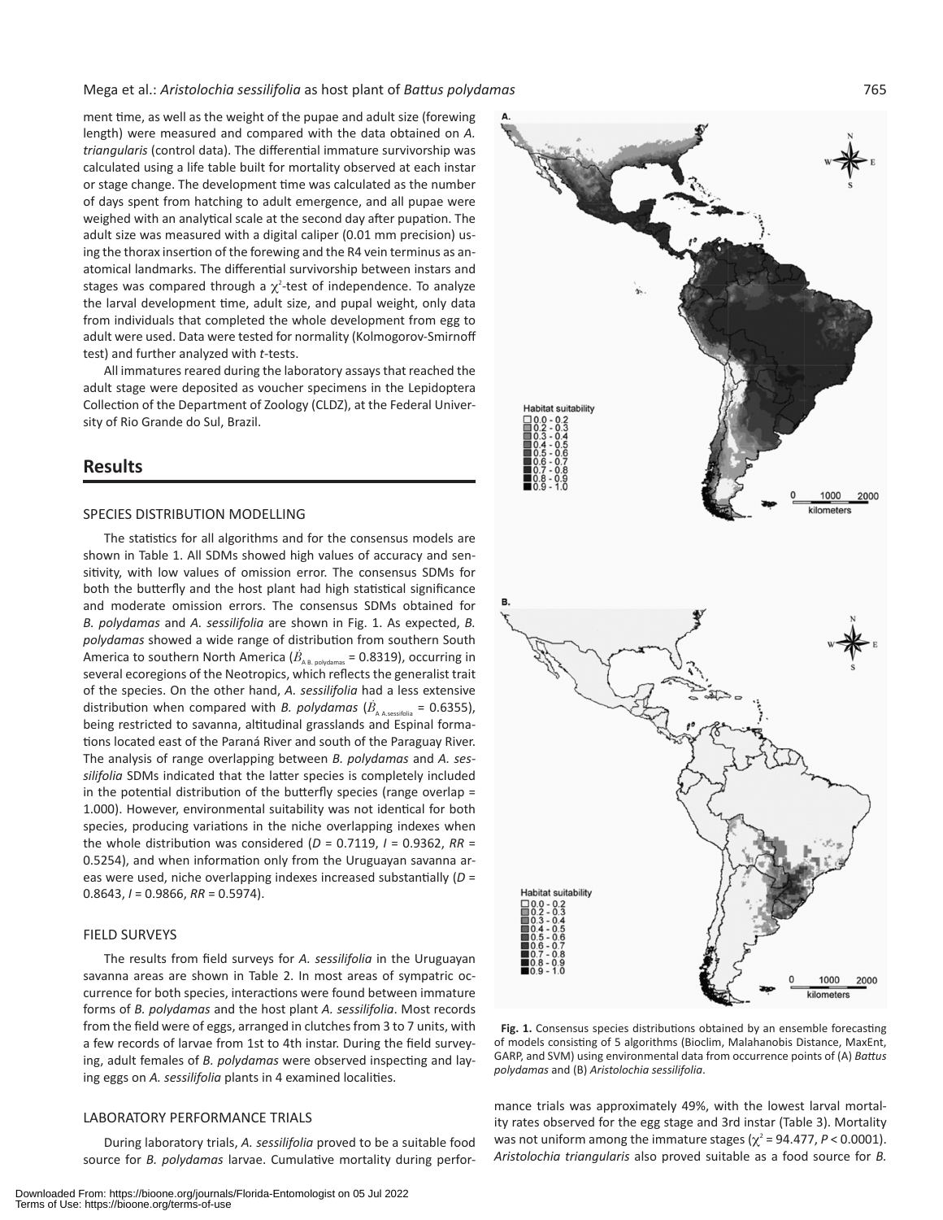ment time, as well as the weight of the pupae and adult size (forewing length) were measured and compared with the data obtained on *A. triangularis* (control data). The differential immature survivorship was calculated using a life table built for mortality observed at each instar or stage change. The development time was calculated as the number of days spent from hatching to adult emergence, and all pupae were weighed with an analytical scale at the second day after pupation. The adult size was measured with a digital caliper (0.01 mm precision) using the thorax insertion of the forewing and the R4 vein terminus as anatomical landmarks. The differential survivorship between instars and stages was compared through a $\chi^2$-test of independence. To analyze the larval development time, adult size, and pupal weight, only data from individuals that completed the whole development from egg to adult were used. Data were tested for normality (Kolmogorov-Smirnoff test) and further analyzed with *t*-tests.

All immatures reared during the laboratory assays that reached the adult stage were deposited as voucher specimens in the Lepidoptera Collection of the Department of Zoology (CLDZ), at the Federal University of Rio Grande do Sul, Brazil.

## Results

### SPECIES DISTRIBUTION MODELLING

The statistics for all algorithms and for the consensus models are shown in Table 1. All SDMs showed high values of accuracy and sensitivity, with low values of omission error. The consensus SDMs for both the butterfly and the host plant had high statistical significance and moderate omission errors. The consensus SDMs obtained for *B. polydamas* and *A. sessilifolia* are shown in Fig. 1. As expected, *B. polydamas* showed a wide range of distribution from southern South America to southern North America ($\acute{B}_{A\ B.\ polydamas}$ = 0.8319), occurring in several ecoregions of the Neotropics, which reflects the generalist trait of the species. On the other hand, *A. sessilifolia* had a less extensive distribution when compared with *B. polydamas* ($\acute{B}_{A\ A.sessilifolia}$ = 0.6355), being restricted to savanna, altitudinal grasslands and Espinal formations located east of the Paraná River and south of the Paraguay River. The analysis of range overlapping between *B. polydamas* and *A. sessilifolia* SDMs indicated that the latter species is completely included in the potential distribution of the butterfly species (range overlap = 1.000). However, environmental suitability was not identical for both species, producing variations in the niche overlapping indexes when the whole distribution was considered (*D* = 0.7119, *I* = 0.9362, *RR* = 0.5254), and when information only from the Uruguayan savanna areas were used, niche overlapping indexes increased substantially (*D* = 0.8643, *I* = 0.9866, *RR* = 0.5974).

### FIELD SURVEYS

The results from field surveys for *A. sessilifolia* in the Uruguayan savanna areas are shown in Table 2. In most areas of sympatric occurrence for both species, interactions were found between immature forms of *B. polydamas* and the host plant *A. sessilifolia*. Most records from the field were of eggs, arranged in clutches from 3 to 7 units, with a few records of larvae from 1st to 4th instar. During the field surveying, adult females of *B. polydamas* were observed inspecting and laying eggs on *A. sessilifolia* plants in 4 examined localities.

### LABORATORY PERFORMANCE TRIALS

During laboratory trials, *A. sessilifolia* proved to be a suitable food source for *B. polydamas* larvae. Cumulative mortality during performance trials was approximately 49%, with the lowest larval mortality rates observed for the egg stage and 3rd instar (Table 3). Mortality was not uniform among the immature stages ($\chi^2$ = 94.477, $P < 0.0001$). *Aristolochia triangularis* also proved suitable as a food source for *B.*

**Fig. 1.** Consensus species distributions obtained by an ensemble forecasting of models consisting of 5 algorithms (Bioclim, Malahanobis Distance, MaxEnt, GARP, and SVM) using environmental data from occurrence points of (A) *Battus polydamas* and (B) *Aristolochia sessilifolia*.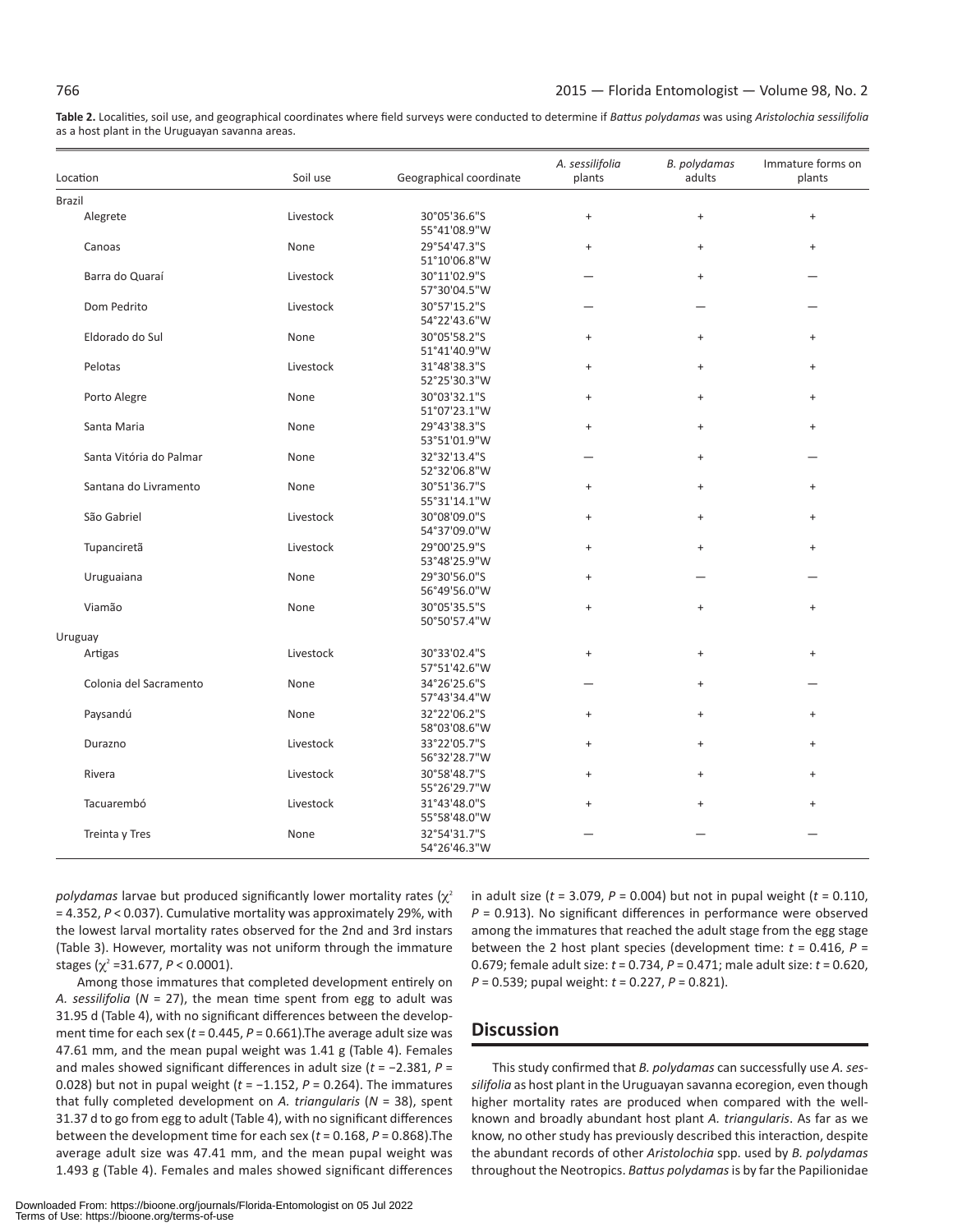**Table 2.** Localities, soil use, and geographical coordinates where field surveys were conducted to determine if *Battus polydamas* was using *Aristolochia sessilifolia* as a host plant in the Uruguayan savanna areas.

| Location | Soil use | Geographical coordinate | *A. sessilifolia* plants | *B. polydamas* adults | Immature forms on plants |
|---|---|---|---|---|---|
| Brazil | | | | | |
| Alegrete | Livestock | 30°05'36.6"S 55°41'08.9"W | + | + | + |
| Canoas | None | 29°54'47.3"S 51°10'06.8"W | + | + | + |
| Barra do Quaraí | Livestock | 30°11'02.9"S 57°30'04.5"W | — | + | — |
| Dom Pedrito | Livestock | 30°57'15.2"S 54°22'43.6"W | — | — | — |
| Eldorado do Sul | None | 30°05'58.2"S 51°41'40.9"W | + | + | + |
| Pelotas | Livestock | 31°48'38.3"S 52°25'30.3"W | + | + | + |
| Porto Alegre | None | 30°03'32.1"S 51°07'23.1"W | + | + | + |
| Santa Maria | None | 29°43'38.3"S 53°51'01.9"W | + | + | + |
| Santa Vitória do Palmar | None | 32°32'13.4"S 52°32'06.8"W | — | + | — |
| Santana do Livramento | None | 30°51'36.7"S 55°31'14.1"W | + | + | + |
| São Gabriel | Livestock | 30°08'09.0"S 54°37'09.0"W | + | + | + |
| Tupanciretã | Livestock | 29°00'25.9"S 53°48'25.9"W | + | + | + |
| Uruguaiana | None | 29°30'56.0"S 56°49'56.0"W | + | — | — |
| Viamão | None | 30°05'35.5"S 50°50'57.4"W | + | + | + |
| Uruguay | | | | | |
| Artigas | Livestock | 30°33'02.4"S 57°51'42.6"W | + | + | + |
| Colonia del Sacramento | None | 34°26'25.6"S 57°43'34.4"W | — | + | — |
| Paysandú | None | 32°22'06.2"S 58°03'08.6"W | + | + | + |
| Durazno | Livestock | 33°22'05.7"S 56°32'28.7"W | + | + | + |
| Rivera | Livestock | 30°58'48.7"S 55°26'29.7"W | + | + | + |
| Tacuarembó | Livestock | 31°43'48.0"S 55°58'48.0"W | + | + | + |
| Treinta y Tres | None | 32°54'31.7"S 54°26'46.3"W | — | — | — |

*polydamas* larvae but produced significantly lower mortality rates ($\chi^2 = 4.352$, $P < 0.037$). Cumulative mortality was approximately 29%, with the lowest larval mortality rates observed for the 2nd and 3rd instars (Table 3). However, mortality was not uniform through the immature stages ($\chi^2 = 31.677$, $P < 0.0001$).

Among those immatures that completed development entirely on *A. sessilifolia* ($N = 27$), the mean time spent from egg to adult was 31.95 d (Table 4), with no significant differences between the development time for each sex ($t = 0.445$, $P = 0.661$).The average adult size was 47.61 mm, and the mean pupal weight was 1.41 g (Table 4). Females and males showed significant differences in adult size ($t = -2.381$, $P = 0.028$) but not in pupal weight ($t = -1.152$, $P = 0.264$). The immatures that fully completed development on *A. triangularis* ($N = 38$), spent 31.37 d to go from egg to adult (Table 4), with no significant differences between the development time for each sex ($t = 0.168$, $P = 0.868$).The average adult size was 47.41 mm, and the mean pupal weight was 1.493 g (Table 4). Females and males showed significant differences in adult size ($t = 3.079$, $P = 0.004$) but not in pupal weight ($t = 0.110$, $P = 0.913$). No significant differences in performance were observed among the immatures that reached the adult stage from the egg stage between the 2 host plant species (development time: $t = 0.416$, $P = 0.679$; female adult size: $t = 0.734$, $P = 0.471$; male adult size: $t = 0.620$, $P = 0.539$; pupal weight: $t = 0.227$, $P = 0.821$).

## Discussion

This study confirmed that *B. polydamas* can successfully use *A. sessilifolia* as host plant in the Uruguayan savanna ecoregion, even though higher mortality rates are produced when compared with the well-known and broadly abundant host plant *A. triangularis*. As far as we know, no other study has previously described this interaction, despite the abundant records of other *Aristolochia* spp. used by *B. polydamas* throughout the Neotropics. *Battus polydamas* is by far the Papilionidae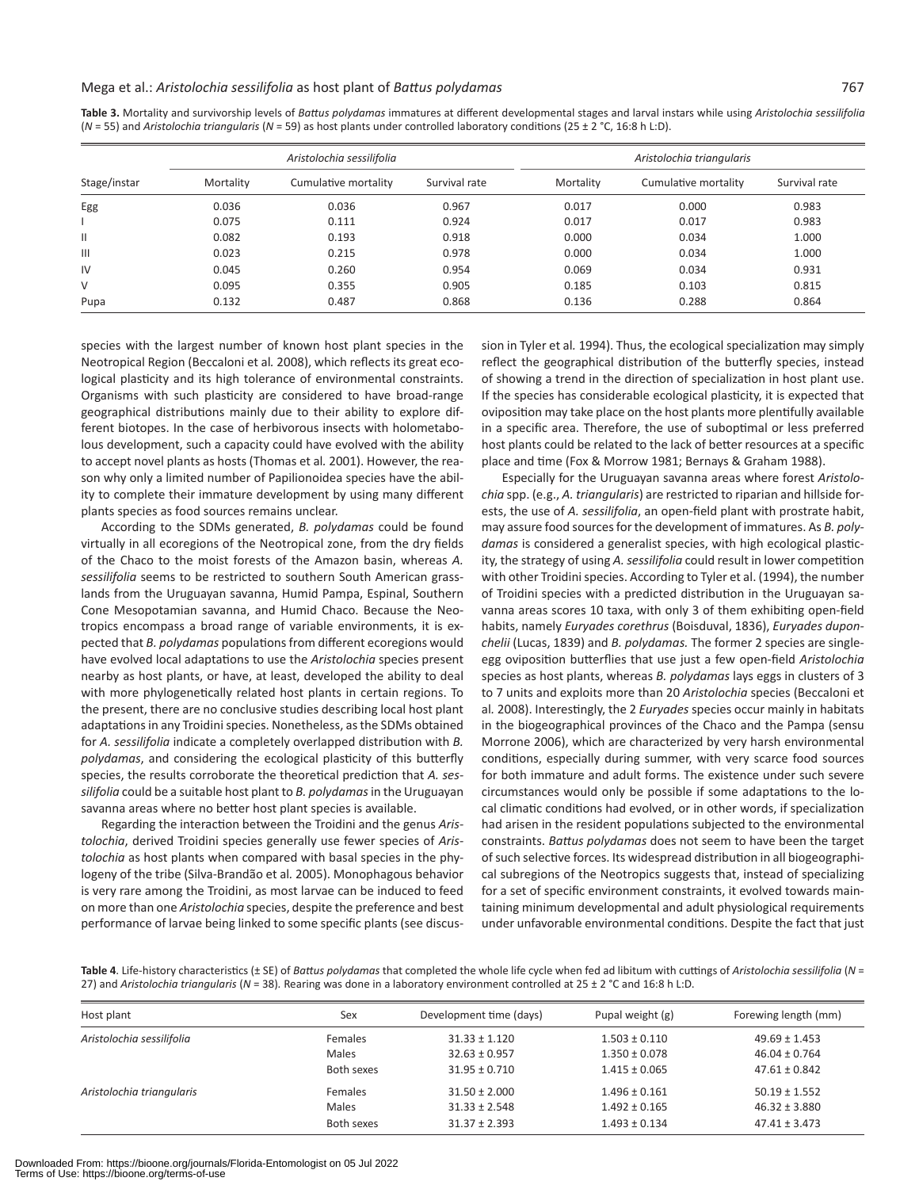**Table 3.** Mortality and survivorship levels of *Battus polydamas* immatures at different developmental stages and larval instars while using *Aristolochia sessilifolia* ($N$ = 55) and *Aristolochia triangularis* ($N$ = 59) as host plants under controlled laboratory conditions (25 ± 2 °C, 16:8 h L:D).

| Stage/instar | *Aristolochia sessilifolia* | | | *Aristolochia triangularis* | | |
|---|---|---|---|---|---|---|
| | Mortality | Cumulative mortality | Survival rate | Mortality | Cumulative mortality | Survival rate |
| Egg | 0.036 | 0.036 | 0.967 | 0.017 | 0.000 | 0.983 |
| I | 0.075 | 0.111 | 0.924 | 0.017 | 0.017 | 0.983 |
| II | 0.082 | 0.193 | 0.918 | 0.000 | 0.034 | 1.000 |
| III | 0.023 | 0.215 | 0.978 | 0.000 | 0.034 | 1.000 |
| IV | 0.045 | 0.260 | 0.954 | 0.069 | 0.034 | 0.931 |
| V | 0.095 | 0.355 | 0.905 | 0.185 | 0.103 | 0.815 |
| Pupa | 0.132 | 0.487 | 0.868 | 0.136 | 0.288 | 0.864 |

species with the largest number of known host plant species in the Neotropical Region (Beccaloni et al. 2008), which reflects its great ecological plasticity and its high tolerance of environmental constraints. Organisms with such plasticity are considered to have broad-range geographical distributions mainly due to their ability to explore different biotopes. In the case of herbivorous insects with holometabolous development, such a capacity could have evolved with the ability to accept novel plants as hosts (Thomas et al. 2001). However, the reason why only a limited number of Papilionoidea species have the ability to complete their immature development by using many different plants species as food sources remains unclear.

According to the SDMs generated, *B. polydamas* could be found virtually in all ecoregions of the Neotropical zone, from the dry fields of the Chaco to the moist forests of the Amazon basin, whereas *A. sessilifolia* seems to be restricted to southern South American grasslands from the Uruguayan savanna, Humid Pampa, Espinal, Southern Cone Mesopotamian savanna, and Humid Chaco. Because the Neotropics encompass a broad range of variable environments, it is expected that *B. polydamas* populations from different ecoregions would have evolved local adaptations to use the *Aristolochia* species present nearby as host plants, or have, at least, developed the ability to deal with more phylogenetically related host plants in certain regions. To the present, there are no conclusive studies describing local host plant adaptations in any Troidini species. Nonetheless, as the SDMs obtained for *A. sessilifolia* indicate a completely overlapped distribution with *B. polydamas*, and considering the ecological plasticity of this butterfly species, the results corroborate the theoretical prediction that *A. sessilifolia* could be a suitable host plant to *B. polydamas* in the Uruguayan savanna areas where no better host plant species is available.

Regarding the interaction between the Troidini and the genus *Aristolochia*, derived Troidini species generally use fewer species of *Aristolochia* as host plants when compared with basal species in the phylogeny of the tribe (Silva-Brandão et al. 2005). Monophagous behavior is very rare among the Troidini, as most larvae can be induced to feed on more than one *Aristolochia* species, despite the preference and best performance of larvae being linked to some specific plants (see discussion in Tyler et al. 1994). Thus, the ecological specialization may simply reflect the geographical distribution of the butterfly species, instead of showing a trend in the direction of specialization in host plant use. If the species has considerable ecological plasticity, it is expected that oviposition may take place on the host plants more plentifully available in a specific area. Therefore, the use of suboptimal or less preferred host plants could be related to the lack of better resources at a specific place and time (Fox & Morrow 1981; Bernays & Graham 1988).

Especially for the Uruguayan savanna areas where forest *Aristolochia* spp. (e.g., *A. triangularis*) are restricted to riparian and hillside forests, the use of *A. sessilifolia*, an open-field plant with prostrate habit, may assure food sources for the development of immatures. As *B. polydamas* is considered a generalist species, with high ecological plasticity, the strategy of using *A. sessilifolia* could result in lower competition with other Troidini species. According to Tyler et al. (1994), the number of Troidini species with a predicted distribution in the Uruguayan savanna areas scores 10 taxa, with only 3 of them exhibiting open-field habits, namely *Euryades corethrus* (Boisduval, 1836), *Euryades duponchelii* (Lucas, 1839) and *B. polydamas.* The former 2 species are single-egg oviposition butterflies that use just a few open-field *Aristolochia* species as host plants, whereas *B. polydamas* lays eggs in clusters of 3 to 7 units and exploits more than 20 *Aristolochia* species (Beccaloni et al. 2008). Interestingly, the 2 *Euryades* species occur mainly in habitats in the biogeographical provinces of the Chaco and the Pampa (sensu Morrone 2006), which are characterized by very harsh environmental conditions, especially during summer, with very scarce food sources for both immature and adult forms. The existence under such severe circumstances would only be possible if some adaptations to the local climatic conditions had evolved, or in other words, if specialization had arisen in the resident populations subjected to the environmental constraints. *Battus polydamas* does not seem to have been the target of such selective forces. Its widespread distribution in all biogeographical subregions of the Neotropics suggests that, instead of specializing for a set of specific environment constraints, it evolved towards maintaining minimum developmental and adult physiological requirements under unfavorable environmental conditions. Despite the fact that just

**Table 4**. Life-history characteristics (± SE) of *Battus polydamas* that completed the whole life cycle when fed ad libitum with cuttings of *Aristolochia sessilifolia* ($N$ = 27) and *Aristolochia triangularis* ($N$ = 38). Rearing was done in a laboratory environment controlled at 25 ± 2 °C and 16:8 h L:D.

| Host plant | Sex | Development time (days) | Pupal weight (g) | Forewing length (mm) |
|---|---|---|---|---|
| *Aristolochia sessilifolia* | Females | 31.33 ± 1.120 | 1.503 ± 0.110 | 49.69 ± 1.453 |
| | Males | 32.63 ± 0.957 | 1.350 ± 0.078 | 46.04 ± 0.764 |
| | Both sexes | 31.95 ± 0.710 | 1.415 ± 0.065 | 47.61 ± 0.842 |
| *Aristolochia triangularis* | Females | 31.50 ± 2.000 | 1.496 ± 0.161 | 50.19 ± 1.552 |
| | Males | 31.33 ± 2.548 | 1.492 ± 0.165 | 46.32 ± 3.880 |
| | Both sexes | 31.37 ± 2.393 | 1.493 ± 0.134 | 47.41 ± 3.473 |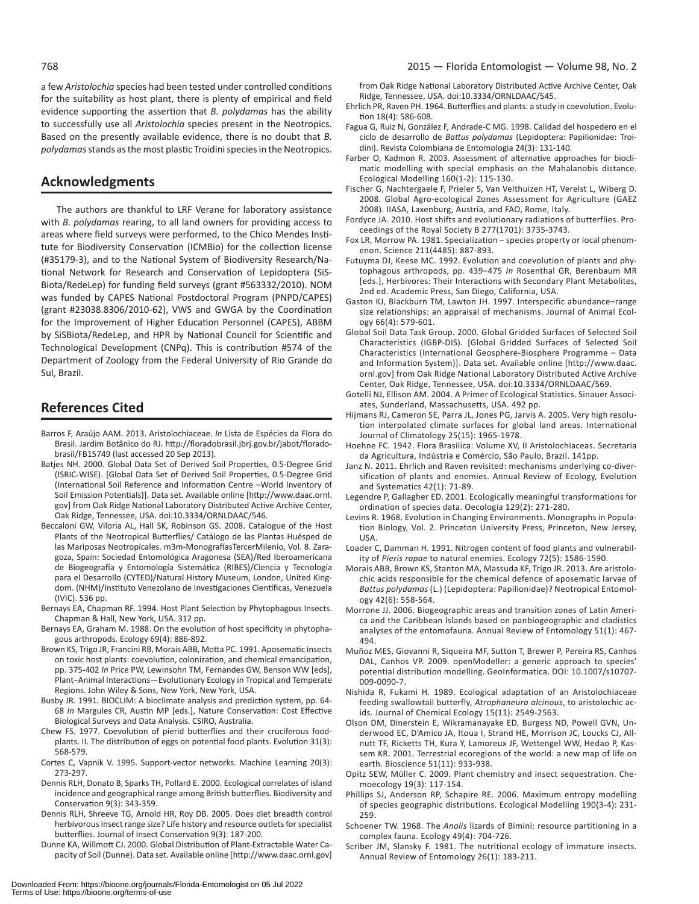a few *Aristolochia* species had been tested under controlled conditions for the suitability as host plant, there is plenty of empirical and field evidence supporting the assertion that *B. polydamas* has the ability to successfully use all *Aristolochia* species present in the Neotropics. Based on the presently available evidence, there is no doubt that *B. polydamas* stands as the most plastic Troidini species in the Neotropics.

## Acknowledgments

The authors are thankful to LRF Verane for laboratory assistance with *B. polydamas* rearing, to all land owners for providing access to areas where field surveys were performed, to the Chico Mendes Institute for Biodiversity Conservation (ICMBio) for the collection license (#35179-3), and to the National System of Biodiversity Research/National Network for Research and Conservation of Lepidoptera (SiSBiota/RedeLep) for funding field surveys (grant #563332/2010). NOM was funded by CAPES National Postdoctoral Program (PNPD/CAPES) (grant #23038.8306/2010-62), VWS and GWGA by the Coordination for the Improvement of Higher Education Personnel (CAPES), ABBM by SiSBiota/RedeLep, and HPR by National Council for Scientific and Technological Development (CNPq). This is contribution #574 of the Department of Zoology from the Federal University of Rio Grande do Sul, Brazil.

## References Cited

Barros F, Araújo AAM. 2013. Aristolochiaceae. *In* Lista de Espécies da Flora do Brasil. Jardim Botânico do RJ. http://floradobrasil.jbrj.gov.br/jabot/floradobrasil/FB15749 (last accessed 20 Sep 2013).

Batjes NH. 2000. Global Data Set of Derived Soil Properties, 0.5-Degree Grid (ISRIC-WISE). [Global Data Set of Derived Soil Properties, 0.5-Degree Grid (International Soil Reference and Information Centre –World Inventory of Soil Emission Potentials)]. Data set. Available online [http://www.daac.ornl.gov] from Oak Ridge National Laboratory Distributed Active Archive Center, Oak Ridge, Tennessee, USA. doi:10.3334/ORNLDAAC/546.

Beccaloni GW, Viloria AL, Hall SK, Robinson GS. 2008. Catalogue of the Host Plants of the Neotropical Butterflies/ Catálogo de las Plantas Huésped de las Mariposas Neotropicales. m3m-MonografíasTercerMilenio, Vol. 8. Zaragoza, Spain: Sociedad Entomológica Aragonesa (SEA)/Red Iberoamericana de Biogeografía y Entomología Sistemática (RIBES)/Ciencia y Tecnología para el Desarrollo (CYTED)/Natural History Museum, London, United Kingdom. (NHM)/Instituto Venezolano de Investigaciones Científicas, Venezuela (IVIC). 536 pp.

Bernays EA, Chapman RF. 1994. Host Plant Selection by Phytophagous Insects. Chapman & Hall, New York, USA. 312 pp.

Bernays EA, Graham M. 1988. On the evolution of host specificity in phytophagous arthropods. Ecology 69(4): 886-892.

Brown KS, Trigo JR, Francini RB, Morais ABB, Motta PC. 1991. Aposematic insects on toxic host plants: coevolution, colonization, and chemical emancipation, pp. 375-402 *In* Price PW, Lewinsohn TM, Fernandes GW, Benson WW [eds], Plant–Animal Interactions—Evolutionary Ecology in Tropical and Temperate Regions. John Wiley & Sons, New York, New York, USA.

Busby JR. 1991. BIOCLIM: A bioclimate analysis and prediction system, pp. 64-68 *In* Margules CR, Austin MP [eds.], Nature Conservation: Cost Effective Biological Surveys and Data Analysis. CSIRO, Australia.

Chew FS. 1977. Coevolution of pierid butterflies and their cruciferous foodplants. II. The distribution of eggs on potential food plants. Evolution 31(3): 568-579.

Cortes C, Vapnik V. 1995. Support-vector networks. Machine Learning 20(3): 273-297.

Dennis RLH, Donato B, Sparks TH, Pollard E. 2000. Ecological correlates of island incidence and geographical range among British butterflies. Biodiversity and Conservation 9(3): 343-359.

Dennis RLH, Shreeve TG, Arnold HR, Roy DB. 2005. Does diet breadth control herbivorous insect range size? Life history and resource outlets for specialist butterflies. Journal of Insect Conservation 9(3): 187-200.

Dunne KA, Willmott CJ. 2000. Global Distribution of Plant-Extractable Water Capacity of Soil (Dunne). Data set. Available online [http://www.daac.ornl.gov] from Oak Ridge National Laboratory Distributed Active Archive Center, Oak Ridge, Tennessee, USA. doi:10.3334/ORNLDAAC/545.

Ehrlich PR, Raven PH. 1964. Butterflies and plants: a study in coevolution. Evolution 18(4): 586-608.

Fagua G, Ruiz N, González F, Andrade-C MG. 1998. Calidad del hospedero en el ciclo de desarrollo de *Battus polydamas* (Lepidoptera: Papilionidae: Troidini). Revista Colombiana de Entomologia 24(3): 131-140.

Farber O, Kadmon R. 2003. Assessment of alternative approaches for bioclimatic modelling with special emphasis on the Mahalanobis distance. Ecological Modelling 160(1-2): 115-130.

Fischer G, Nachtergaele F, Prieler S, Van Velthuizen HT, Verelst L, Wiberg D. 2008. Global Agro-ecological Zones Assessment for Agriculture (GAEZ 2008). IIASA, Laxenburg, Austria, and FAO, Rome, Italy.

Fordyce JA. 2010. Host shifts and evolutionary radiations of butterflies. Proceedings of the Royal Society B 277(1701): 3735-3743.

Fox LR, Morrow PA. 1981. Specialization – species property or local phenomenon. Science 211(4485): 887-893.

Futuyma DJ, Keese MC. 1992. Evolution and coevolution of plants and phytophagous arthropods, pp. 439–475 *In* Rosenthal GR, Berenbaum MR [eds.], Herbivores: Their Interactions with Secondary Plant Metabolites, 2nd ed. Academic Press, San Diego, California, USA.

Gaston KJ, Blackburn TM, Lawton JH. 1997. Interspecific abundance–range size relationships: an appraisal of mechanisms. Journal of Animal Ecology 66(4): 579-601.

Global Soil Data Task Group. 2000. Global Gridded Surfaces of Selected Soil Characteristics (IGBP-DIS). [Global Gridded Surfaces of Selected Soil Characteristics (International Geosphere-Biosphere Programme – Data and Information System)]. Data set. Available online [http://www.daac.ornl.gov] from Oak Ridge National Laboratory Distributed Active Archive Center, Oak Ridge, Tennessee, USA. doi:10.3334/ORNLDAAC/569.

Gotelli NJ, Ellison AM. 2004. A Primer of Ecological Statistics. Sinauer Associates, Sunderland, Massachusetts, USA. 492 pp.

Hijmans RJ, Cameron SE, Parra JL, Jones PG, Jarvis A. 2005. Very high resolution interpolated climate surfaces for global land areas. International Journal of Climatology 25(15): 1965-1978.

Hoehne FC. 1942. Flora Brasilica: Volume XV, II Aristolochiaceas. Secretaria da Agricultura, Indústria e Comércio, São Paulo, Brazil. 141pp.

Janz N. 2011. Ehrlich and Raven revisited: mechanisms underlying co-diversification of plants and enemies. Annual Review of Ecology, Evolution and Systematics 42(1): 71-89.

Legendre P, Gallagher ED. 2001. Ecologically meaningful transformations for ordination of species data. Oecologia 129(2): 271-280.

Levins R. 1968. Evolution in Changing Environments. Monographs in Population Biology, Vol. 2. Princeton University Press, Princeton, New Jersey, USA.

Loader C, Damman H. 1991. Nitrogen content of food plants and vulnerability of *Pieris rapae* to natural enemies. Ecology 72(5): 1586-1590.

Morais ABB, Brown KS, Stanton MA, Massuda KF, Trigo JR. 2013. Are aristolochic acids responsible for the chemical defence of aposematic larvae of *Battus polydamas* (L.) (Lepidoptera: Papilionidae)? Neotropical Entomology 42(6): 558-564.

Morrone JJ. 2006. Biogeographic areas and transition zones of Latin America and the Caribbean Islands based on panbiogeographic and cladistics analyses of the entomofauna. Annual Review of Entomology 51(1): 467-494.

Muñoz MES, Giovanni R, Siqueira MF, Sutton T, Brewer P, Pereira RS, Canhos DAL, Canhos VP. 2009. openModeller: a generic approach to species' potential distribution modelling. GeoInformatica. DOI: 10.1007/s10707-009-0090-7.

Nishida R, Fukami H. 1989. Ecological adaptation of an Aristolochiaceae feeding swallowtail butterfly, *Atrophaneura alcinous*, to aristolochic acids. Journal of Chemical Ecology 15(11): 2549-2563.

Olson DM, Dinerstein E, Wikramanayake ED, Burgess ND, Powell GVN, Underwood EC, D'Amico JA, Itoua I, Strand HE, Morrison JC, Loucks CJ, Allnutt TF, Ricketts TH, Kura Y, Lamoreux JF, Wettengel WW, Hedao P, Kassem KR. 2001. Terrestrial ecoregions of the world: a new map of life on earth. Bioscience 51(11): 933-938.

Opitz SEW, Müller C. 2009. Plant chemistry and insect sequestration. Chemoecology 19(3): 117-154.

Phillips SJ, Anderson RP, Schapire RE. 2006. Maximum entropy modelling of species geographic distributions. Ecological Modelling 190(3-4): 231-259.

Schoener TW. 1968. The *Anolis* lizards of Bimini: resource partitioning in a complex fauna. Ecology 49(4): 704-726.

Scriber JM, Slansky F. 1981. The nutritional ecology of immature insects. Annual Review of Entomology 26(1): 183-211.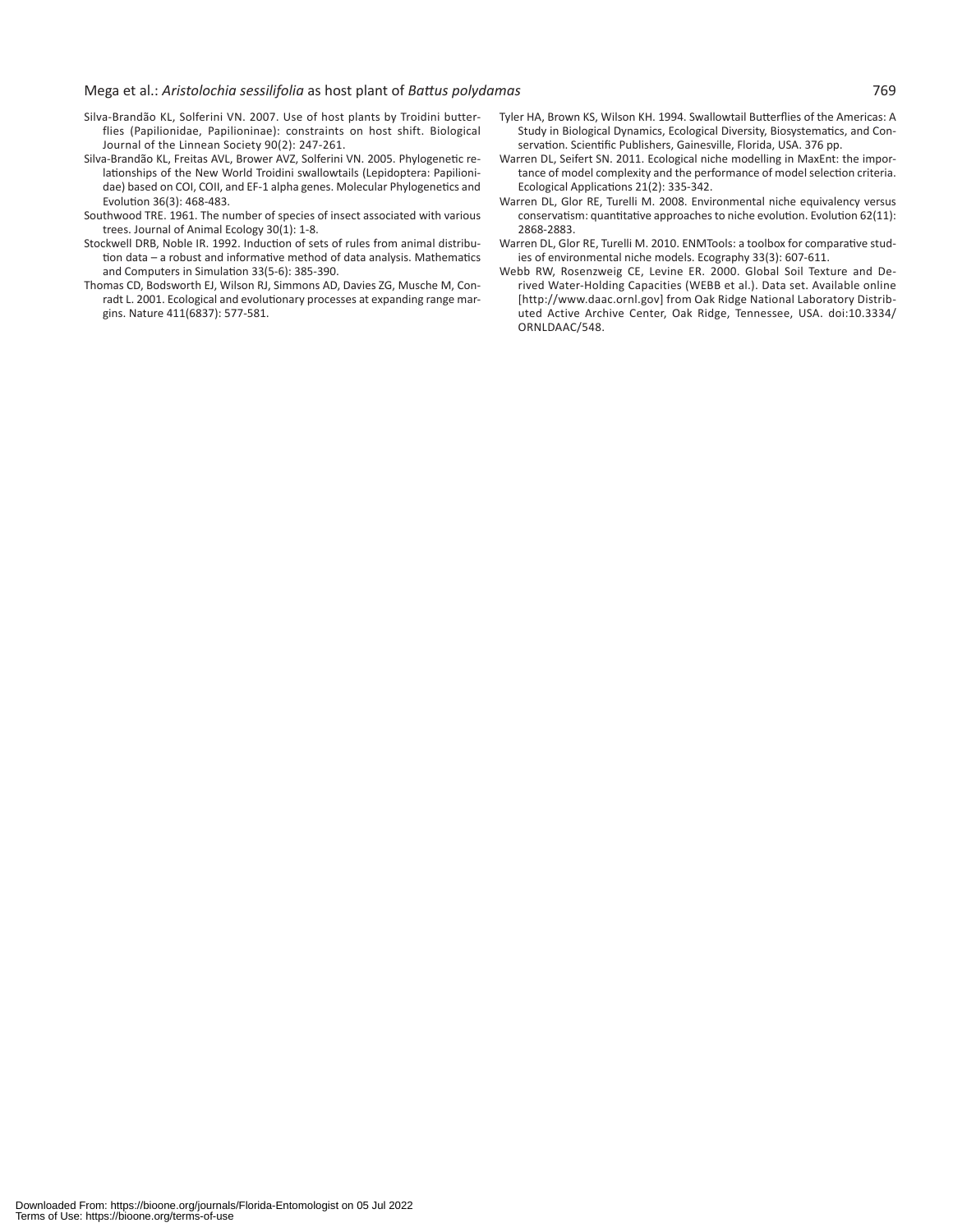Silva-Brandão KL, Solferini VN. 2007. Use of host plants by Troidini butterflies (Papilionidae, Papilioninae): constraints on host shift. Biological Journal of the Linnean Society 90(2): 247-261.

Silva-Brandão KL, Freitas AVL, Brower AVZ, Solferini VN. 2005. Phylogenetic relationships of the New World Troidini swallowtails (Lepidoptera: Papilionidae) based on COI, COII, and EF-1 alpha genes. Molecular Phylogenetics and Evolution 36(3): 468-483.

Southwood TRE. 1961. The number of species of insect associated with various trees. Journal of Animal Ecology 30(1): 1-8.

Stockwell DRB, Noble IR. 1992. Induction of sets of rules from animal distribution data – a robust and informative method of data analysis. Mathematics and Computers in Simulation 33(5-6): 385-390.

Thomas CD, Bodsworth EJ, Wilson RJ, Simmons AD, Davies ZG, Musche M, Conradt L. 2001. Ecological and evolutionary processes at expanding range margins. Nature 411(6837): 577-581.

Tyler HA, Brown KS, Wilson KH. 1994. Swallowtail Butterflies of the Americas: A Study in Biological Dynamics, Ecological Diversity, Biosystematics, and Conservation. Scientific Publishers, Gainesville, Florida, USA. 376 pp.

Warren DL, Seifert SN. 2011. Ecological niche modelling in MaxEnt: the importance of model complexity and the performance of model selection criteria. Ecological Applications 21(2): 335-342.

Warren DL, Glor RE, Turelli M. 2008. Environmental niche equivalency versus conservatism: quantitative approaches to niche evolution. Evolution 62(11): 2868-2883.

Warren DL, Glor RE, Turelli M. 2010. ENMTools: a toolbox for comparative studies of environmental niche models. Ecography 33(3): 607-611.

Webb RW, Rosenzweig CE, Levine ER. 2000. Global Soil Texture and Derived Water-Holding Capacities (WEBB et al.). Data set. Available online [http://www.daac.ornl.gov] from Oak Ridge National Laboratory Distributed Active Archive Center, Oak Ridge, Tennessee, USA. doi:10.3334/ORNLDAAC/548.